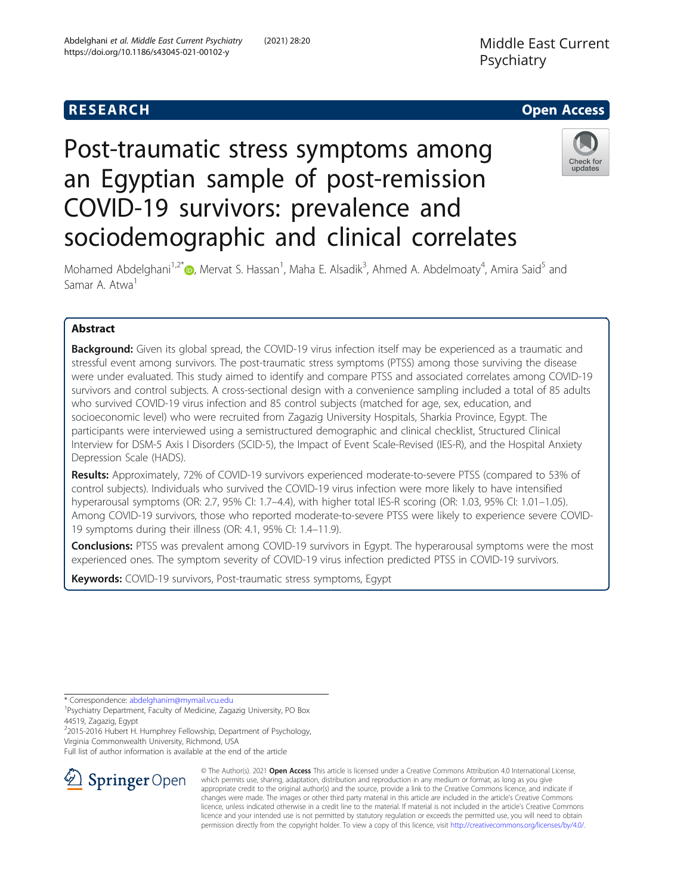RESEARCH Open Access

# Post-traumatic stress symptoms among an Egyptian sample of post-remission COVID-19 survivors: prevalence and sociodemographic and clinical correlates

Mohamed Abdelghani[1,2*], Mervat S. Hassan[1], Maha E. Alsadik[3], Ahmed A. Abdelmoaty[4], Amira Said[5] and Samar A. Atwa[1]

## Abstract

**Background:** Given its global spread, the COVID-19 virus infection itself may be experienced as a traumatic and stressful event among survivors. The post-traumatic stress symptoms (PTSS) among those surviving the disease were under evaluated. This study aimed to identify and compare PTSS and associated correlates among COVID-19 survivors and control subjects. A cross-sectional design with a convenience sampling included a total of 85 adults who survived COVID-19 virus infection and 85 control subjects (matched for age, sex, education, and socioeconomic level) who were recruited from Zagazig University Hospitals, Sharkia Province, Egypt. The participants were interviewed using a semistructured demographic and clinical checklist, Structured Clinical Interview for DSM-5 Axis I Disorders (SCID-5), the Impact of Event Scale-Revised (IES-R), and the Hospital Anxiety Depression Scale (HADS).

**Results:** Approximately, 72% of COVID-19 survivors experienced moderate-to-severe PTSS (compared to 53% of control subjects). Individuals who survived the COVID-19 virus infection were more likely to have intensified hyperarousal symptoms (OR: 2.7, 95% CI: 1.7–4.4), with higher total IES-R scoring (OR: 1.03, 95% CI: 1.01–1.05). Among COVID-19 survivors, those who reported moderate-to-severe PTSS were likely to experience severe COVID-19 symptoms during their illness (OR: 4.1, 95% CI: 1.4–11.9).

**Conclusions:** PTSS was prevalent among COVID-19 survivors in Egypt. The hyperarousal symptoms were the most experienced ones. The symptom severity of COVID-19 virus infection predicted PTSS in COVID-19 survivors.

**Keywords:** COVID-19 survivors, Post-traumatic stress symptoms, Egypt

\* Correspondence: abdelghanim@mymail.vcu.edu
[1]Psychiatry Department, Faculty of Medicine, Zagazig University, PO Box 44519, Zagazig, Egypt
[2]2015-2016 Hubert H. Humphrey Fellowship, Department of Psychology, Virginia Commonwealth University, Richmond, USA
Full list of author information is available at the end of the article

© The Author(s). 2021 **Open Access** This article is licensed under a Creative Commons Attribution 4.0 International License, which permits use, sharing, adaptation, distribution and reproduction in any medium or format, as long as you give appropriate credit to the original author(s) and the source, provide a link to the Creative Commons licence, and indicate if changes were made. The images or other third party material in this article are included in the article's Creative Commons licence, unless indicated otherwise in a credit line to the material. If material is not included in the article's Creative Commons licence and your intended use is not permitted by statutory regulation or exceeds the permitted use, you will need to obtain permission directly from the copyright holder. To view a copy of this licence, visit http://creativecommons.org/licenses/by/4.0/.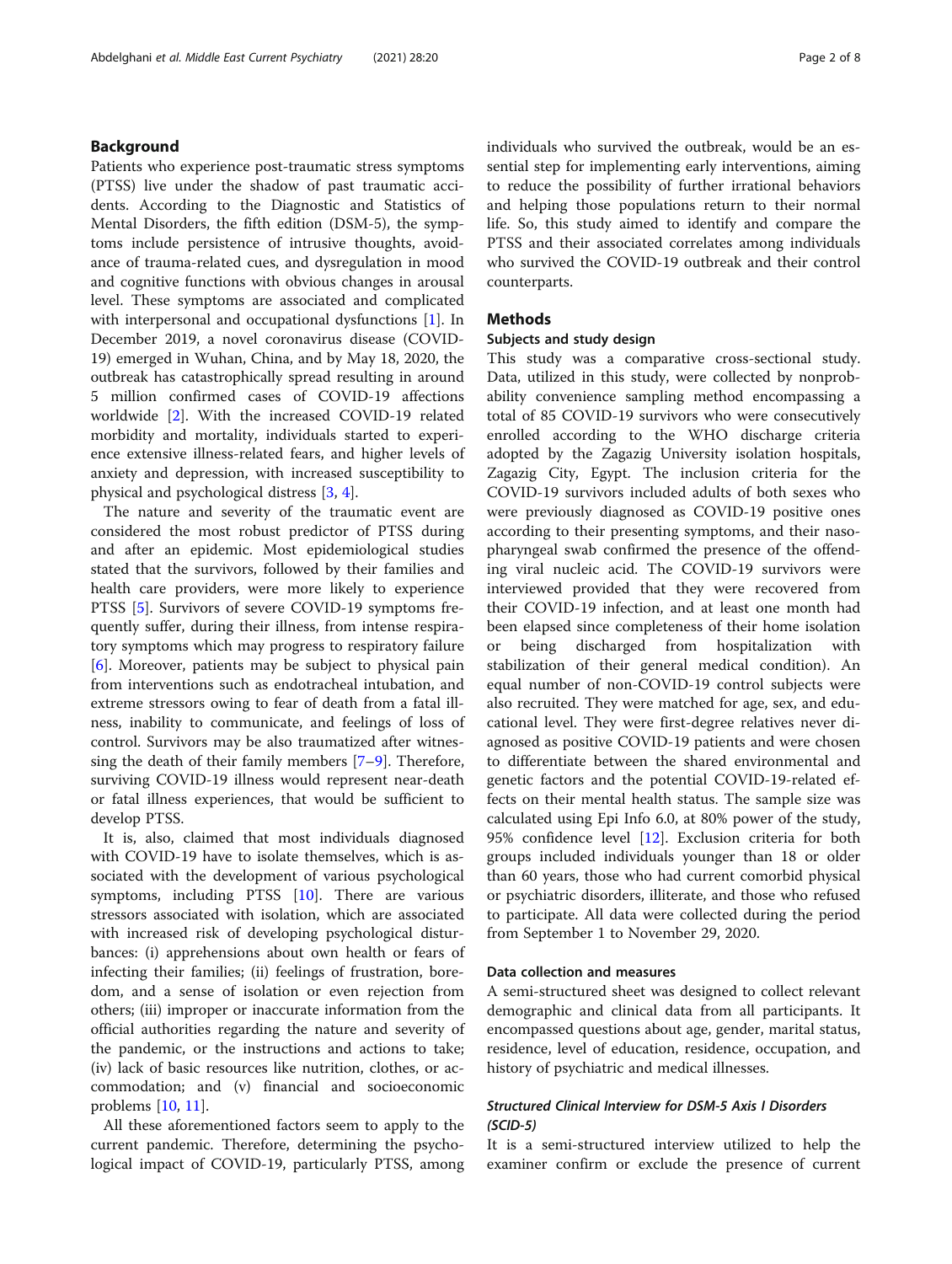## Background

Patients who experience post-traumatic stress symptoms (PTSS) live under the shadow of past traumatic accidents. According to the Diagnostic and Statistics of Mental Disorders, the fifth edition (DSM-5), the symptoms include persistence of intrusive thoughts, avoidance of trauma-related cues, and dysregulation in mood and cognitive functions with obvious changes in arousal level. These symptoms are associated and complicated with interpersonal and occupational dysfunctions [1]. In December 2019, a novel coronavirus disease (COVID-19) emerged in Wuhan, China, and by May 18, 2020, the outbreak has catastrophically spread resulting in around 5 million confirmed cases of COVID-19 affections worldwide [2]. With the increased COVID-19 related morbidity and mortality, individuals started to experience extensive illness-related fears, and higher levels of anxiety and depression, with increased susceptibility to physical and psychological distress [3, 4].

The nature and severity of the traumatic event are considered the most robust predictor of PTSS during and after an epidemic. Most epidemiological studies stated that the survivors, followed by their families and health care providers, were more likely to experience PTSS [5]. Survivors of severe COVID-19 symptoms frequently suffer, during their illness, from intense respiratory symptoms which may progress to respiratory failure [6]. Moreover, patients may be subject to physical pain from interventions such as endotracheal intubation, and extreme stressors owing to fear of death from a fatal illness, inability to communicate, and feelings of loss of control. Survivors may be also traumatized after witnessing the death of their family members [7–9]. Therefore, surviving COVID-19 illness would represent near-death or fatal illness experiences, that would be sufficient to develop PTSS.

It is, also, claimed that most individuals diagnosed with COVID-19 have to isolate themselves, which is associated with the development of various psychological symptoms, including PTSS [10]. There are various stressors associated with isolation, which are associated with increased risk of developing psychological disturbances: (i) apprehensions about own health or fears of infecting their families; (ii) feelings of frustration, boredom, and a sense of isolation or even rejection from others; (iii) improper or inaccurate information from the official authorities regarding the nature and severity of the pandemic, or the instructions and actions to take; (iv) lack of basic resources like nutrition, clothes, or accommodation; and (v) financial and socioeconomic problems [10, 11].

All these aforementioned factors seem to apply to the current pandemic. Therefore, determining the psychological impact of COVID-19, particularly PTSS, among individuals who survived the outbreak, would be an essential step for implementing early interventions, aiming to reduce the possibility of further irrational behaviors and helping those populations return to their normal life. So, this study aimed to identify and compare the PTSS and their associated correlates among individuals who survived the COVID-19 outbreak and their control counterparts.

## Methods

### Subjects and study design

This study was a comparative cross-sectional study. Data, utilized in this study, were collected by nonprobability convenience sampling method encompassing a total of 85 COVID-19 survivors who were consecutively enrolled according to the WHO discharge criteria adopted by the Zagazig University isolation hospitals, Zagazig City, Egypt. The inclusion criteria for the COVID-19 survivors included adults of both sexes who were previously diagnosed as COVID-19 positive ones according to their presenting symptoms, and their nasopharyngeal swab confirmed the presence of the offending viral nucleic acid. The COVID-19 survivors were interviewed provided that they were recovered from their COVID-19 infection, and at least one month had been elapsed since completeness of their home isolation or being discharged from hospitalization with stabilization of their general medical condition). An equal number of non-COVID-19 control subjects were also recruited. They were matched for age, sex, and educational level. They were first-degree relatives never diagnosed as positive COVID-19 patients and were chosen to differentiate between the shared environmental and genetic factors and the potential COVID-19-related effects on their mental health status. The sample size was calculated using Epi Info 6.0, at 80% power of the study, 95% confidence level [12]. Exclusion criteria for both groups included individuals younger than 18 or older than 60 years, those who had current comorbid physical or psychiatric disorders, illiterate, and those who refused to participate. All data were collected during the period from September 1 to November 29, 2020.

### Data collection and measures

A semi-structured sheet was designed to collect relevant demographic and clinical data from all participants. It encompassed questions about age, gender, marital status, residence, level of education, residence, occupation, and history of psychiatric and medical illnesses.

#### *Structured Clinical Interview for DSM-5 Axis I Disorders (SCID-5)*

It is a semi-structured interview utilized to help the examiner confirm or exclude the presence of current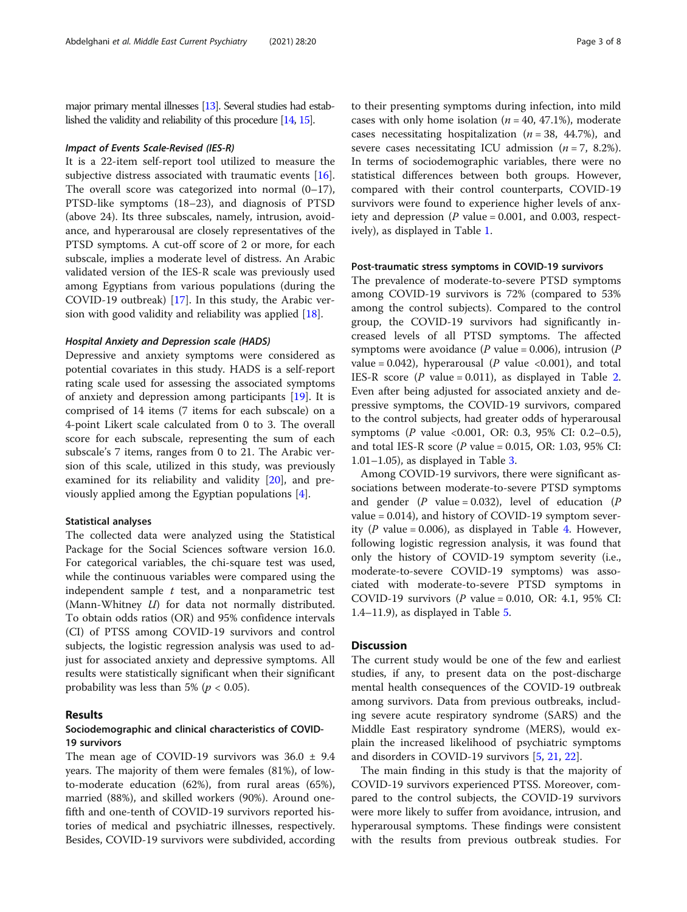major primary mental illnesses [13]. Several studies had established the validity and reliability of this procedure [14, 15].

#### *Impact of Events Scale-Revised (IES-R)*

It is a 22-item self-report tool utilized to measure the subjective distress associated with traumatic events [16]. The overall score was categorized into normal (0–17), PTSD-like symptoms (18–23), and diagnosis of PTSD (above 24). Its three subscales, namely, intrusion, avoidance, and hyperarousal are closely representatives of the PTSD symptoms. A cut-off score of 2 or more, for each subscale, implies a moderate level of distress. An Arabic validated version of the IES-R scale was previously used among Egyptians from various populations (during the COVID-19 outbreak) [17]. In this study, the Arabic version with good validity and reliability was applied [18].

#### *Hospital Anxiety and Depression scale (HADS)*

Depressive and anxiety symptoms were considered as potential covariates in this study. HADS is a self-report rating scale used for assessing the associated symptoms of anxiety and depression among participants [19]. It is comprised of 14 items (7 items for each subscale) on a 4-point Likert scale calculated from 0 to 3. The overall score for each subscale, representing the sum of each subscale's 7 items, ranges from 0 to 21. The Arabic version of this scale, utilized in this study, was previously examined for its reliability and validity [20], and previously applied among the Egyptian populations [4].

### Statistical analyses

The collected data were analyzed using the Statistical Package for the Social Sciences software version 16.0. For categorical variables, the chi-square test was used, while the continuous variables were compared using the independent sample *t* test, and a nonparametric test (Mann-Whitney *U*) for data not normally distributed. To obtain odds ratios (OR) and 95% confidence intervals (CI) of PTSS among COVID-19 survivors and control subjects, the logistic regression analysis was used to adjust for associated anxiety and depressive symptoms. All results were statistically significant when their significant probability was less than 5% ($p < 0.05$).

## Results

### Sociodemographic and clinical characteristics of COVID-19 survivors

The mean age of COVID-19 survivors was 36.0 ± 9.4 years. The majority of them were females (81%), of low-to-moderate education (62%), from rural areas (65%), married (88%), and skilled workers (90%). Around one-fifth and one-tenth of COVID-19 survivors reported histories of medical and psychiatric illnesses, respectively. Besides, COVID-19 survivors were subdivided, according to their presenting symptoms during infection, into mild cases with only home isolation ($n = 40$, 47.1%), moderate cases necessitating hospitalization ($n = 38$, 44.7%), and severe cases necessitating ICU admission ($n = 7$, 8.2%). In terms of sociodemographic variables, there were no statistical differences between both groups. However, compared with their control counterparts, COVID-19 survivors were found to experience higher levels of anxiety and depression (*P* value = 0.001, and 0.003, respectively), as displayed in Table 1.

### Post-traumatic stress symptoms in COVID-19 survivors

The prevalence of moderate-to-severe PTSD symptoms among COVID-19 survivors is 72% (compared to 53% among the control subjects). Compared to the control group, the COVID-19 survivors had significantly increased levels of all PTSD symptoms. The affected symptoms were avoidance (*P* value = 0.006), intrusion (*P* value = 0.042), hyperarousal (*P* value <0.001), and total IES-R score (*P* value = 0.011), as displayed in Table 2. Even after being adjusted for associated anxiety and depressive symptoms, the COVID-19 survivors, compared to the control subjects, had greater odds of hyperarousal symptoms (*P* value <0.001, OR: 0.3, 95% CI: 0.2–0.5), and total IES-R score (*P* value = 0.015, OR: 1.03, 95% CI: 1.01–1.05), as displayed in Table 3.

Among COVID-19 survivors, there were significant associations between moderate-to-severe PTSD symptoms and gender (*P* value = 0.032), level of education (*P* value = 0.014), and history of COVID-19 symptom severity (*P* value = 0.006), as displayed in Table 4. However, following logistic regression analysis, it was found that only the history of COVID-19 symptom severity (i.e., moderate-to-severe COVID-19 symptoms) was associated with moderate-to-severe PTSD symptoms in COVID-19 survivors (*P* value = 0.010, OR: 4.1, 95% CI: 1.4–11.9), as displayed in Table 5.

## Discussion

The current study would be one of the few and earliest studies, if any, to present data on the post-discharge mental health consequences of the COVID-19 outbreak among survivors. Data from previous outbreaks, including severe acute respiratory syndrome (SARS) and the Middle East respiratory syndrome (MERS), would explain the increased likelihood of psychiatric symptoms and disorders in COVID-19 survivors [5, 21, 22].

The main finding in this study is that the majority of COVID-19 survivors experienced PTSS. Moreover, compared to the control subjects, the COVID-19 survivors were more likely to suffer from avoidance, intrusion, and hyperarousal symptoms. These findings were consistent with the results from previous outbreak studies. For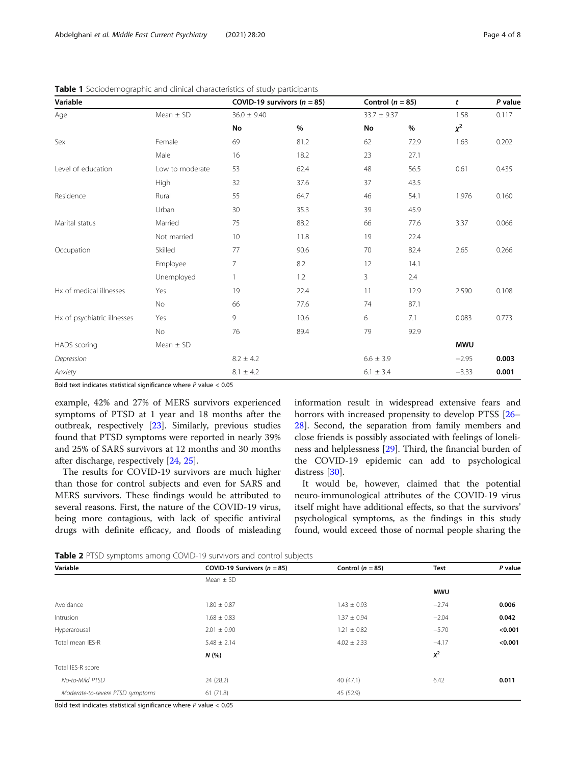**Table 1** Sociodemographic and clinical characteristics of study participants

| Variable | | COVID-19 survivors ($n$ = 85) | | Control ($n$ = 85) | | $t$ | $P$ value |
|---|---|---|---|---|---|---|---|
| Age | Mean ± SD | 36.0 ± 9.40 | | 33.7 ± 9.37 | | 1.58 | 0.117 |
| | | No | % | No | % | $\chi^2$ | |
| Sex | Female | 69 | 81.2 | 62 | 72.9 | 1.63 | 0.202 |
| | Male | 16 | 18.2 | 23 | 27.1 | | |
| Level of education | Low to moderate | 53 | 62.4 | 48 | 56.5 | 0.61 | 0.435 |
| | High | 32 | 37.6 | 37 | 43.5 | | |
| Residence | Rural | 55 | 64.7 | 46 | 54.1 | 1.976 | 0.160 |
| | Urban | 30 | 35.3 | 39 | 45.9 | | |
| Marital status | Married | 75 | 88.2 | 66 | 77.6 | 3.37 | 0.066 |
| | Not married | 10 | 11.8 | 19 | 22.4 | | |
| Occupation | Skilled | 77 | 90.6 | 70 | 82.4 | 2.65 | 0.266 |
| | Employee | 7 | 8.2 | 12 | 14.1 | | |
| | Unemployed | 1 | 1.2 | 3 | 2.4 | | |
| Hx of medical illnesses | Yes | 19 | 22.4 | 11 | 12.9 | 2.590 | 0.108 |
| | No | 66 | 77.6 | 74 | 87.1 | | |
| Hx of psychiatric illnesses | Yes | 9 | 10.6 | 6 | 7.1 | 0.083 | 0.773 |
| | No | 76 | 89.4 | 79 | 92.9 | | |
| HADS scoring | Mean ± SD | | | | | **MWU** | |
| *Depression* | | 8.2 ± 4.2 | | 6.6 ± 3.9 | | −2.95 | **0.003** |
| *Anxiety* | | 8.1 ± 4.2 | | 6.1 ± 3.4 | | −3.33 | **0.001** |

Bold text indicates statistical significance where $P$ value < 0.05

example, 42% and 27% of MERS survivors experienced symptoms of PTSD at 1 year and 18 months after the outbreak, respectively [23]. Similarly, previous studies found that PTSD symptoms were reported in nearly 39% and 25% of SARS survivors at 12 months and 30 months after discharge, respectively [24, 25].

The results for COVID-19 survivors are much higher than those for control subjects and even for SARS and MERS survivors. These findings would be attributed to several reasons. First, the nature of the COVID-19 virus, being more contagious, with lack of specific antiviral drugs with definite efficacy, and floods of misleading information result in widespread extensive fears and horrors with increased propensity to develop PTSS [26–28]. Second, the separation from family members and close friends is possibly associated with feelings of loneliness and helplessness [29]. Third, the financial burden of the COVID-19 epidemic can add to psychological distress [30].

It would be, however, claimed that the potential neuro-immunological attributes of the COVID-19 virus itself might have additional effects, so that the survivors' psychological symptoms, as the findings in this study found, would exceed those of normal people sharing the

**Table 2** PTSD symptoms among COVID-19 survivors and control subjects

| Variable | COVID-19 Survivors ($n$ = 85) | Control ($n$ = 85) | Test | $P$ value |
|---|---|---|---|---|
| | Mean ± SD | | | |
| | | | **MWU** | |
| Avoidance | 1.80 ± 0.87 | 1.43 ± 0.93 | −2.74 | **0.006** |
| Intrusion | 1.68 ± 0.83 | 1.37 ± 0.94 | −2.04 | **0.042** |
| Hyperarousal | 2.01 ± 0.90 | 1.21 ± 0.82 | −5.70 | **<0.001** |
| Total mean IES-R | 5.48 ± 2.14 | 4.02 ± 2.33 | −4.17 | **<0.001** |
| | ***N* (%)** | | $\chi^2$ | |
| Total IES-R score | | | | |
| *No-to-Mild PTSD* | 24 (28.2) | 40 (47.1) | 6.42 | **0.011** |
| *Moderate-to-severe PTSD symptoms* | 61 (71.8) | 45 (52.9) | | |

Bold text indicates statistical significance where $P$ value < 0.05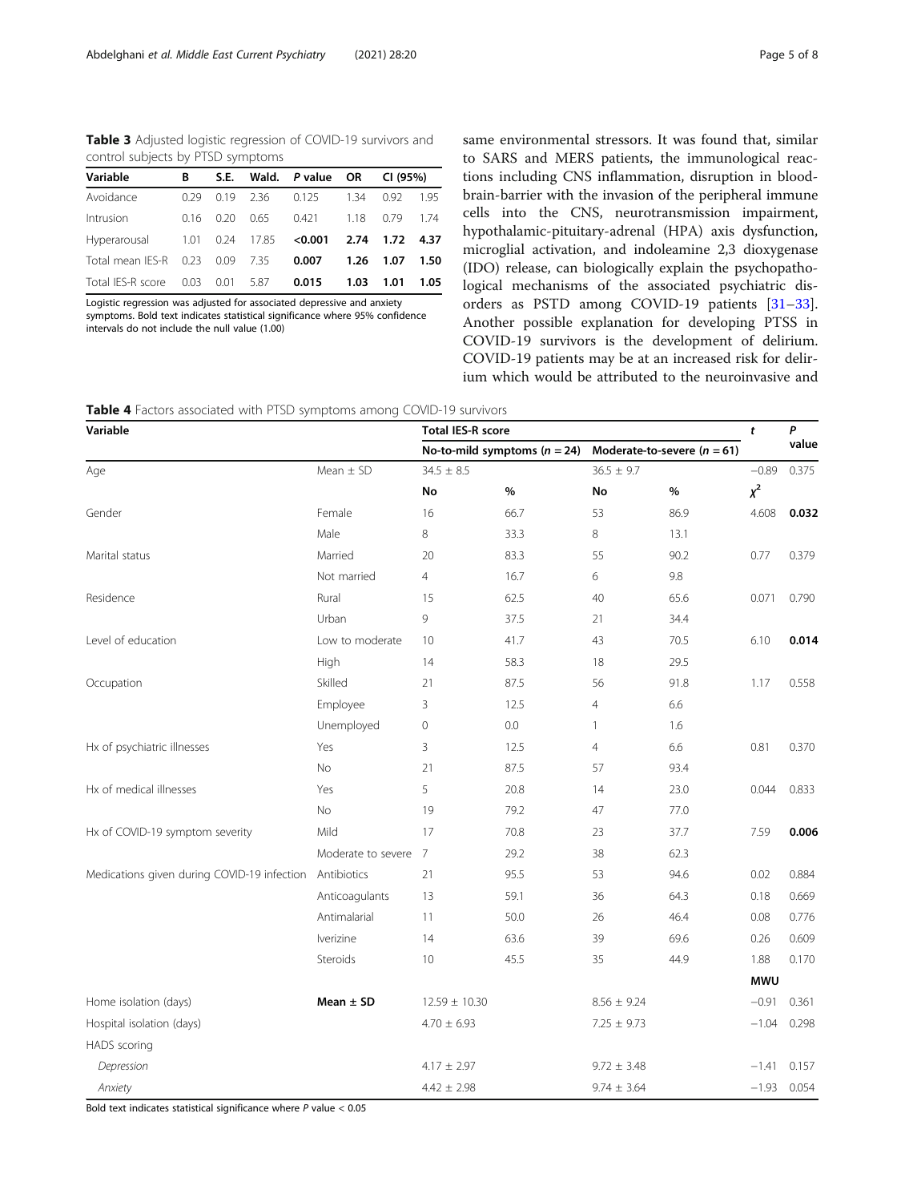**Table 3** Adjusted logistic regression of COVID-19 survivors and control subjects by PTSD symptoms

| Variable | B | S.E. | Wald. | P value | OR | CI (95%) | |
|---|---|---|---|---|---|---|---|
| Avoidance | 0.29 | 0.19 | 2.36 | 0.125 | 1.34 | 0.92 | 1.95 |
| Intrusion | 0.16 | 0.20 | 0.65 | 0.421 | 1.18 | 0.79 | 1.74 |
| Hyperarousal | 1.01 | 0.24 | 17.85 | **<0.001** | **2.74** | **1.72** | **4.37** |
| Total mean IES-R | 0.23 | 0.09 | 7.35 | **0.007** | **1.26** | **1.07** | **1.50** |
| Total IES-R score | 0.03 | 0.01 | 5.87 | **0.015** | **1.03** | **1.01** | **1.05** |

Logistic regression was adjusted for associated depressive and anxiety symptoms. Bold text indicates statistical significance where 95% confidence intervals do not include the null value (1.00)

same environmental stressors. It was found that, similar to SARS and MERS patients, the immunological reactions including CNS inflammation, disruption in blood-brain-barrier with the invasion of the peripheral immune cells into the CNS, neurotransmission impairment, hypothalamic-pituitary-adrenal (HPA) axis dysfunction, microglial activation, and indoleamine 2,3 dioxygenase (IDO) release, can biologically explain the psychopathological mechanisms of the associated psychiatric disorders as PSTD among COVID-19 patients [31–33]. Another possible explanation for developing PTSS in COVID-19 survivors is the development of delirium. COVID-19 patients may be at an increased risk for delirium which would be attributed to the neuroinvasive and

**Table 4** Factors associated with PTSD symptoms among COVID-19 survivors

| Variable | | Total IES-R score | | | | t | P value |
|---|---|---|---|---|---|---|---|
| | | No-to-mild symptoms (n = 24) | | Moderate-to-severe (n = 61) | | | |
| Age | Mean ± SD | 34.5 ± 8.5 | | 36.5 ± 9.7 | | −0.89 | 0.375 |
| | | No | % | No | % | $\chi^2$ | |
| Gender | Female | 16 | 66.7 | 53 | 86.9 | 4.608 | **0.032** |
| | Male | 8 | 33.3 | 8 | 13.1 | | |
| Marital status | Married | 20 | 83.3 | 55 | 90.2 | 0.77 | 0.379 |
| | Not married | 4 | 16.7 | 6 | 9.8 | | |
| Residence | Rural | 15 | 62.5 | 40 | 65.6 | 0.071 | 0.790 |
| | Urban | 9 | 37.5 | 21 | 34.4 | | |
| Level of education | Low to moderate | 10 | 41.7 | 43 | 70.5 | 6.10 | **0.014** |
| | High | 14 | 58.3 | 18 | 29.5 | | |
| Occupation | Skilled | 21 | 87.5 | 56 | 91.8 | 1.17 | 0.558 |
| | Employee | 3 | 12.5 | 4 | 6.6 | | |
| | Unemployed | 0 | 0.0 | 1 | 1.6 | | |
| Hx of psychiatric illnesses | Yes | 3 | 12.5 | 4 | 6.6 | 0.81 | 0.370 |
| | No | 21 | 87.5 | 57 | 93.4 | | |
| Hx of medical illnesses | Yes | 5 | 20.8 | 14 | 23.0 | 0.044 | 0.833 |
| | No | 19 | 79.2 | 47 | 77.0 | | |
| Hx of COVID-19 symptom severity | Mild | 17 | 70.8 | 23 | 37.7 | 7.59 | **0.006** |
| | Moderate to severe | 7 | 29.2 | 38 | 62.3 | | |
| Medications given during COVID-19 infection | Antibiotics | 21 | 95.5 | 53 | 94.6 | 0.02 | 0.884 |
| | Anticoagulants | 13 | 59.1 | 36 | 64.3 | 0.18 | 0.669 |
| | Antimalarial | 11 | 50.0 | 26 | 46.4 | 0.08 | 0.776 |
| | Iverizine | 14 | 63.6 | 39 | 69.6 | 0.26 | 0.609 |
| | Steroids | 10 | 45.5 | 35 | 44.9 | 1.88 | 0.170 |
| | | | | | | **MWU** | |
| Home isolation (days) | **Mean ± SD** | 12.59 ± 10.30 | | 8.56 ± 9.24 | | −0.91 | 0.361 |
| Hospital isolation (days) | | 4.70 ± 6.93 | | 7.25 ± 9.73 | | −1.04 | 0.298 |
| HADS scoring | | | | | | | |
| *Depression* | | 4.17 ± 2.97 | | 9.72 ± 3.48 | | −1.41 | 0.157 |
| *Anxiety* | | 4.42 ± 2.98 | | 9.74 ± 3.64 | | −1.93 | 0.054 |

Bold text indicates statistical significance where P value < 0.05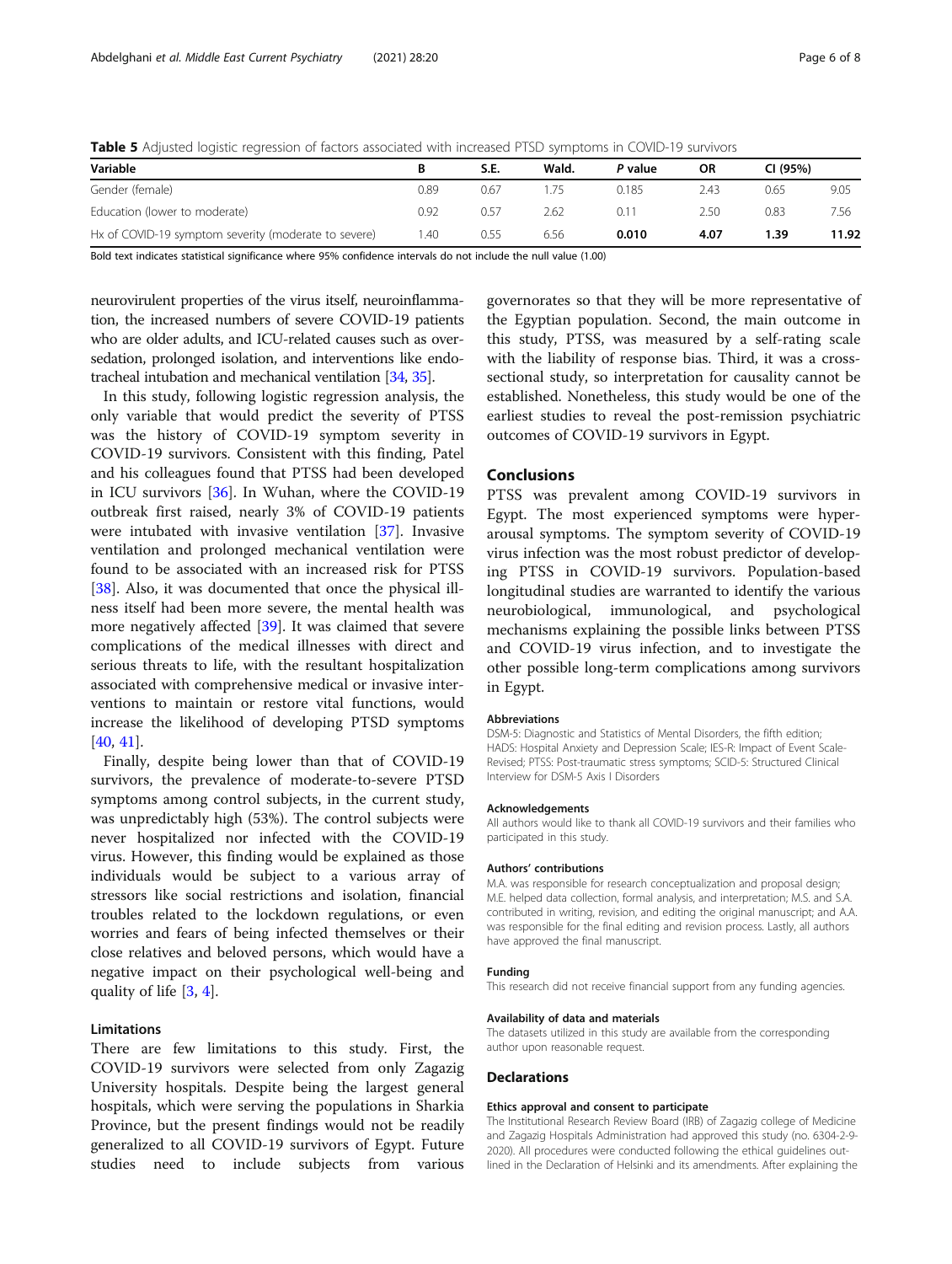**Table 5** Adjusted logistic regression of factors associated with increased PTSD symptoms in COVID-19 survivors

| Variable | B | S.E. | Wald. | *P* value | OR | CI (95%) | |
|---|---|---|---|---|---|---|---|
| Gender (female) | 0.89 | 0.67 | 1.75 | 0.185 | 2.43 | 0.65 | 9.05 |
| Education (lower to moderate) | 0.92 | 0.57 | 2.62 | 0.11 | 2.50 | 0.83 | 7.56 |
| Hx of COVID-19 symptom severity (moderate to severe) | 1.40 | 0.55 | 6.56 | **0.010** | **4.07** | **1.39** | **11.92** |

Bold text indicates statistical significance where 95% confidence intervals do not include the null value (1.00)

neurovirulent properties of the virus itself, neuroinflammation, the increased numbers of severe COVID-19 patients who are older adults, and ICU-related causes such as oversedation, prolonged isolation, and interventions like endotracheal intubation and mechanical ventilation [34, 35].

In this study, following logistic regression analysis, the only variable that would predict the severity of PTSS was the history of COVID-19 symptom severity in COVID-19 survivors. Consistent with this finding, Patel and his colleagues found that PTSS had been developed in ICU survivors [36]. In Wuhan, where the COVID-19 outbreak first raised, nearly 3% of COVID-19 patients were intubated with invasive ventilation [37]. Invasive ventilation and prolonged mechanical ventilation were found to be associated with an increased risk for PTSS [38]. Also, it was documented that once the physical illness itself had been more severe, the mental health was more negatively affected [39]. It was claimed that severe complications of the medical illnesses with direct and serious threats to life, with the resultant hospitalization associated with comprehensive medical or invasive interventions to maintain or restore vital functions, would increase the likelihood of developing PTSD symptoms [40, 41].

Finally, despite being lower than that of COVID-19 survivors, the prevalence of moderate-to-severe PTSD symptoms among control subjects, in the current study, was unpredictably high (53%). The control subjects were never hospitalized nor infected with the COVID-19 virus. However, this finding would be explained as those individuals would be subject to a various array of stressors like social restrictions and isolation, financial troubles related to the lockdown regulations, or even worries and fears of being infected themselves or their close relatives and beloved persons, which would have a negative impact on their psychological well-being and quality of life [3, 4].

### Limitations

There are few limitations to this study. First, the COVID-19 survivors were selected from only Zagazig University hospitals. Despite being the largest general hospitals, which were serving the populations in Sharkia Province, but the present findings would not be readily generalized to all COVID-19 survivors of Egypt. Future studies need to include subjects from various governorates so that they will be more representative of the Egyptian population. Second, the main outcome in this study, PTSS, was measured by a self-rating scale with the liability of response bias. Third, it was a cross-sectional study, so interpretation for causality cannot be established. Nonetheless, this study would be one of the earliest studies to reveal the post-remission psychiatric outcomes of COVID-19 survivors in Egypt.

## Conclusions

PTSS was prevalent among COVID-19 survivors in Egypt. The most experienced symptoms were hyperarousal symptoms. The symptom severity of COVID-19 virus infection was the most robust predictor of developing PTSS in COVID-19 survivors. Population-based longitudinal studies are warranted to identify the various neurobiological, immunological, and psychological mechanisms explaining the possible links between PTSS and COVID-19 virus infection, and to investigate the other possible long-term complications among survivors in Egypt.

#### Abbreviations

DSM-5: Diagnostic and Statistics of Mental Disorders, the fifth edition; HADS: Hospital Anxiety and Depression Scale; IES-R: Impact of Event Scale-Revised; PTSS: Post-traumatic stress symptoms; SCID-5: Structured Clinical Interview for DSM-5 Axis I Disorders

#### Acknowledgements

All authors would like to thank all COVID-19 survivors and their families who participated in this study.

#### Authors' contributions

M.A. was responsible for research conceptualization and proposal design; M.E. helped data collection, formal analysis, and interpretation; M.S. and S.A. contributed in writing, revision, and editing the original manuscript; and A.A. was responsible for the final editing and revision process. Lastly, all authors have approved the final manuscript.

#### Funding

This research did not receive financial support from any funding agencies.

#### Availability of data and materials

The datasets utilized in this study are available from the corresponding author upon reasonable request.

### Declarations

#### Ethics approval and consent to participate

The Institutional Research Review Board (IRB) of Zagazig college of Medicine and Zagazig Hospitals Administration had approved this study (no. 6304-2-9-2020). All procedures were conducted following the ethical guidelines outlined in the Declaration of Helsinki and its amendments. After explaining the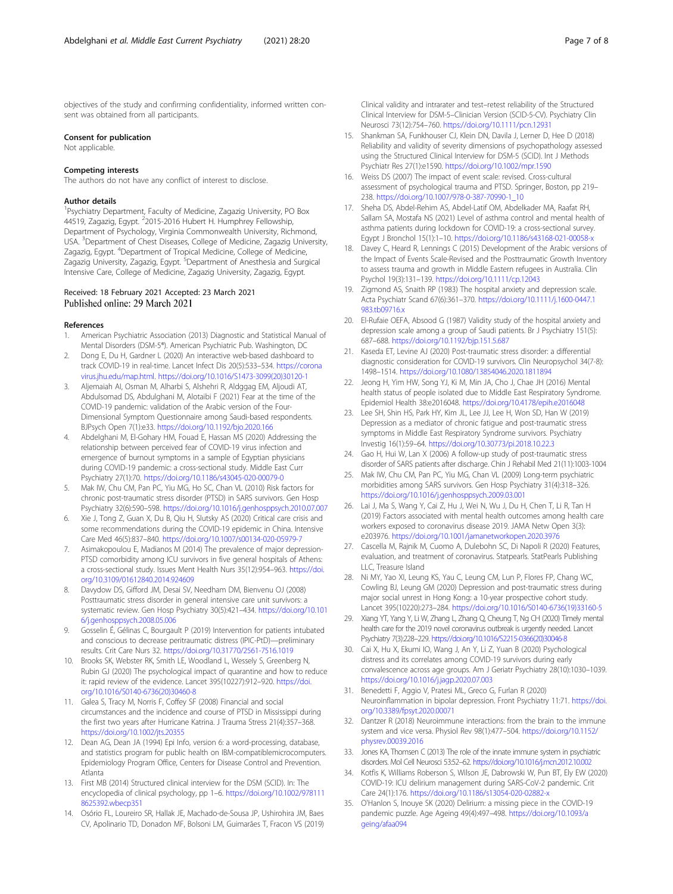objectives of the study and confirming confidentiality, informed written consent was obtained from all participants.

### Consent for publication

Not applicable.

### Competing interests

The authors do not have any conflict of interest to disclose.

### Author details

[1]Psychiatry Department, Faculty of Medicine, Zagazig University, PO Box 44519, Zagazig, Egypt. [2]2015-2016 Hubert H. Humphrey Fellowship, Department of Psychology, Virginia Commonwealth University, Richmond, USA. [3]Department of Chest Diseases, College of Medicine, Zagazig University, Zagazig, Egypt. [4]Department of Tropical Medicine, College of Medicine, Zagazig University, Zagazig, Egypt. [5]Department of Anesthesia and Surgical Intensive Care, College of Medicine, Zagazig University, Zagazig, Egypt.

Received: 18 February 2021 Accepted: 23 March 2021
Published online: 29 March 2021

### References

1. American Psychiatric Association (2013) Diagnostic and Statistical Manual of Mental Disorders (DSM-5®). American Psychiatric Pub. Washington, DC
2. Dong E, Du H, Gardner L (2020) An interactive web-based dashboard to track COVID-19 in real-time. Lancet Infect Dis 20(5):533–534. https://coronavirus.jhu.edu/map.html. https://doi.org/10.1016/S1473-3099(20)30120-1
3. Aljemaiah AI, Osman M, Alharbi S, Alshehri R, Aldggag EM, Aljoudi AT, Abdulsomad DS, Abdulghani M, Alotaibi F (2021) Fear at the time of the COVID-19 pandemic: validation of the Arabic version of the Four-Dimensional Symptom Questionnaire among Saudi-based respondents. BJPsych Open 7(1):e33. https://doi.org/10.1192/bjo.2020.166
4. Abdelghani M, El-Gohary HM, Fouad E, Hassan MS (2020) Addressing the relationship between perceived fear of COVID-19 virus infection and emergence of burnout symptoms in a sample of Egyptian physicians during COVID-19 pandemic: a cross-sectional study. Middle East Curr Psychiatry 27(1):70. https://doi.org/10.1186/s43045-020-00079-0
5. Mak IW, Chu CM, Pan PC, Yiu MG, Ho SC, Chan VL (2010) Risk factors for chronic post-traumatic stress disorder (PTSD) in SARS survivors. Gen Hosp Psychiatry 32(6):590–598. https://doi.org/10.1016/j.genhosppsych.2010.07.007
6. Xie J, Tong Z, Guan X, Du B, Qiu H, Slutsky AS (2020) Critical care crisis and some recommendations during the COVID-19 epidemic in China. Intensive Care Med 46(5):837–840. https://doi.org/10.1007/s00134-020-05979-7
7. Asimakopoulou E, Madianos M (2014) The prevalence of major depression-PTSD comorbidity among ICU survivors in five general hospitals of Athens: a cross-sectional study. Issues Ment Health Nurs 35(12):954–963. https://doi.org/10.3109/01612840.2014.924609
8. Davydow DS, Gifford JM, Desai SV, Needham DM, Bienvenu OJ (2008) Posttraumatic stress disorder in general intensive care unit survivors: a systematic review. Gen Hosp Psychiatry 30(5):421–434. https://doi.org/10.1016/j.genhosppsych.2008.05.006
9. Gosselin É, Gélinas C, Bourgault P (2019) Intervention for patients intubated and conscious to decrease peritraumatic distress (IPIC-PtD)—preliminary results. Crit Care Nurs 32. https://doi.org/10.31770/2561-7516.1019
10. Brooks SK, Webster RK, Smith LE, Woodland L, Wessely S, Greenberg N, Rubin GJ (2020) The psychological impact of quarantine and how to reduce it: rapid review of the evidence. Lancet 395(10227):912–920. https://doi.org/10.1016/S0140-6736(20)30460-8
11. Galea S, Tracy M, Norris F, Coffey SF (2008) Financial and social circumstances and the incidence and course of PTSD in Mississippi during the first two years after Hurricane Katrina. J Trauma Stress 21(4):357–368. https://doi.org/10.1002/jts.20355
12. Dean AG, Dean JA (1994) Epi Info, version 6: a word-processing, database, and statistics program for public health on IBM-compatiblemicrocomputers. Epidemiology Program Office, Centers for Disease Control and Prevention. Atlanta
13. First MB (2014) Structured clinical interview for the DSM (SCID). In: The encyclopedia of clinical psychology, pp 1–6. https://doi.org/10.1002/9781118625392.wbecp351
14. Osório FL, Loureiro SR, Hallak JE, Machado-de-Sousa JP, Ushirohira JM, Baes CV, Apolinario TD, Donadon MF, Bolsoni LM, Guimarães T, Fracon VS (2019) Clinical validity and intrarater and test–retest reliability of the Structured Clinical Interview for DSM-5–Clinician Version (SCID-5-CV). Psychiatry Clin Neurosci 73(12):754–760. https://doi.org/10.1111/pcn.12931
15. Shankman SA, Funkhouser CJ, Klein DN, Davila J, Lerner D, Hee D (2018) Reliability and validity of severity dimensions of psychopathology assessed using the Structured Clinical Interview for DSM-5 (SCID). Int J Methods Psychiatr Res 27(1):e1590. https://doi.org/10.1002/mpr.1590
16. Weiss DS (2007) The impact of event scale: revised. Cross-cultural assessment of psychological trauma and PTSD. Springer, Boston, pp 219–238. https://doi.org/10.1007/978-0-387-70990-1_10
17. Sheha DS, Abdel-Rehim AS, Abdel-Latif OM, Abdelkader MA, Raafat RH, Sallam SA, Mostafa NS (2021) Level of asthma control and mental health of asthma patients during lockdown for COVID-19: a cross-sectional survey. Egypt J Bronchol 15(1):1–10. https://doi.org/10.1186/s43168-021-00058-x
18. Davey C, Heard R, Lennings C (2015) Development of the Arabic versions of the Impact of Events Scale-Revised and the Posttraumatic Growth Inventory to assess trauma and growth in Middle Eastern refugees in Australia. Clin Psychol 19(3):131–139. https://doi.org/10.1111/cp.12043
19. Zigmond AS, Snaith RP (1983) The hospital anxiety and depression scale. Acta Psychiatr Scand 67(6):361–370. https://doi.org/10.1111/j.1600-0447.1983.tb09716.x
20. El-Rufaie OEFA, Absood G (1987) Validity study of the hospital anxiety and depression scale among a group of Saudi patients. Br J Psychiatry 151(5):687–688. https://doi.org/10.1192/bjp.151.5.687
21. Kaseda ET, Levine AJ (2020) Post-traumatic stress disorder: a differential diagnostic consideration for COVID-19 survivors. Clin Neuropsychol 34(7-8):1498–1514. https://doi.org/10.1080/13854046.2020.1811894
22. Jeong H, Yim HW, Song YJ, Ki M, Min JA, Cho J, Chae JH (2016) Mental health status of people isolated due to Middle East Respiratory Syndrome. Epidemiol Health 38:e2016048. https://doi.org/10.4178/epih.e2016048
23. Lee SH, Shin HS, Park HY, Kim JL, Lee JJ, Lee H, Won SD, Han W (2019) Depression as a mediator of chronic fatigue and post-traumatic stress symptoms in Middle East Respiratory Syndrome survivors. Psychiatry Investig 16(1):59–64. https://doi.org/10.30773/pi.2018.10.22.3
24. Gao H, Hui W, Lan X (2006) A follow-up study of post-traumatic stress disorder of SARS patients after discharge. Chin J Rehabil Med 21(11):1003-1004
25. Mak IW, Chu CM, Pan PC, Yiu MG, Chan VL (2009) Long-term psychiatric morbidities among SARS survivors. Gen Hosp Psychiatry 31(4):318–326. https://doi.org/10.1016/j.genhosppsych.2009.03.001
26. Lai J, Ma S, Wang Y, Cai Z, Hu J, Wei N, Wu J, Du H, Chen T, Li R, Tan H (2019) Factors associated with mental health outcomes among health care workers exposed to coronavirus disease 2019. JAMA Netw Open 3(3):e203976. https://doi.org/10.1001/jamanetworkopen.2020.3976
27. Cascella M, Rajnik M, Cuomo A, Dulebohn SC, Di Napoli R (2020) Features, evaluation, and treatment of coronavirus. Statpearls. StatPearls Publishing LLC, Treasure Island
28. Ni MY, Yao XI, Leung KS, Yau C, Leung CM, Lun P, Flores FP, Chang WC, Cowling BJ, Leung GM (2020) Depression and post-traumatic stress during major social unrest in Hong Kong: a 10-year prospective cohort study. Lancet 395(10220):273–284. https://doi.org/10.1016/S0140-6736(19)33160-5
29. Xiang YT, Yang Y, Li W, Zhang L, Zhang Q, Cheung T, Ng CH (2020) Timely mental health care for the 2019 novel coronavirus outbreak is urgently needed. Lancet Psychiatry 7(3):228–229. https://doi.org/10.1016/S2215-0366(20)30046-8
30. Cai X, Hu X, Ekumi IO, Wang J, An Y, Li Z, Yuan B (2020) Psychological distress and its correlates among COVID-19 survivors during early convalescence across age groups. Am J Geriatr Psychiatry 28(10):1030–1039. https://doi.org/10.1016/j.jagp.2020.07.003
31. Benedetti F, Aggio V, Pratesi ML, Greco G, Furlan R (2020) Neuroinflammation in bipolar depression. Front Psychiatry 11:71. https://doi.org/10.3389/fpsyt.2020.00071
32. Dantzer R (2018) Neuroimmune interactions: from the brain to the immune system and vice versa. Physiol Rev 98(1):477–504. https://doi.org/10.1152/physrev.00039.2016
33. Jones KA, Thomsen C (2013) The role of the innate immune system in psychiatric disorders. Mol Cell Neurosci 53:52–62. https://doi.org/10.1016/j.mcn.2012.10.002
34. Kotfis K, Williams Roberson S, Wilson JE, Dabrowski W, Pun BT, Ely EW (2020) COVID-19: ICU delirium management during SARS-CoV-2 pandemic. Crit Care 24(1):176. https://doi.org/10.1186/s13054-020-02882-x
35. O'Hanlon S, Inouye SK (2020) Delirium: a missing piece in the COVID-19 pandemic puzzle. Age Ageing 49(4):497–498. https://doi.org/10.1093/ageing/afaa094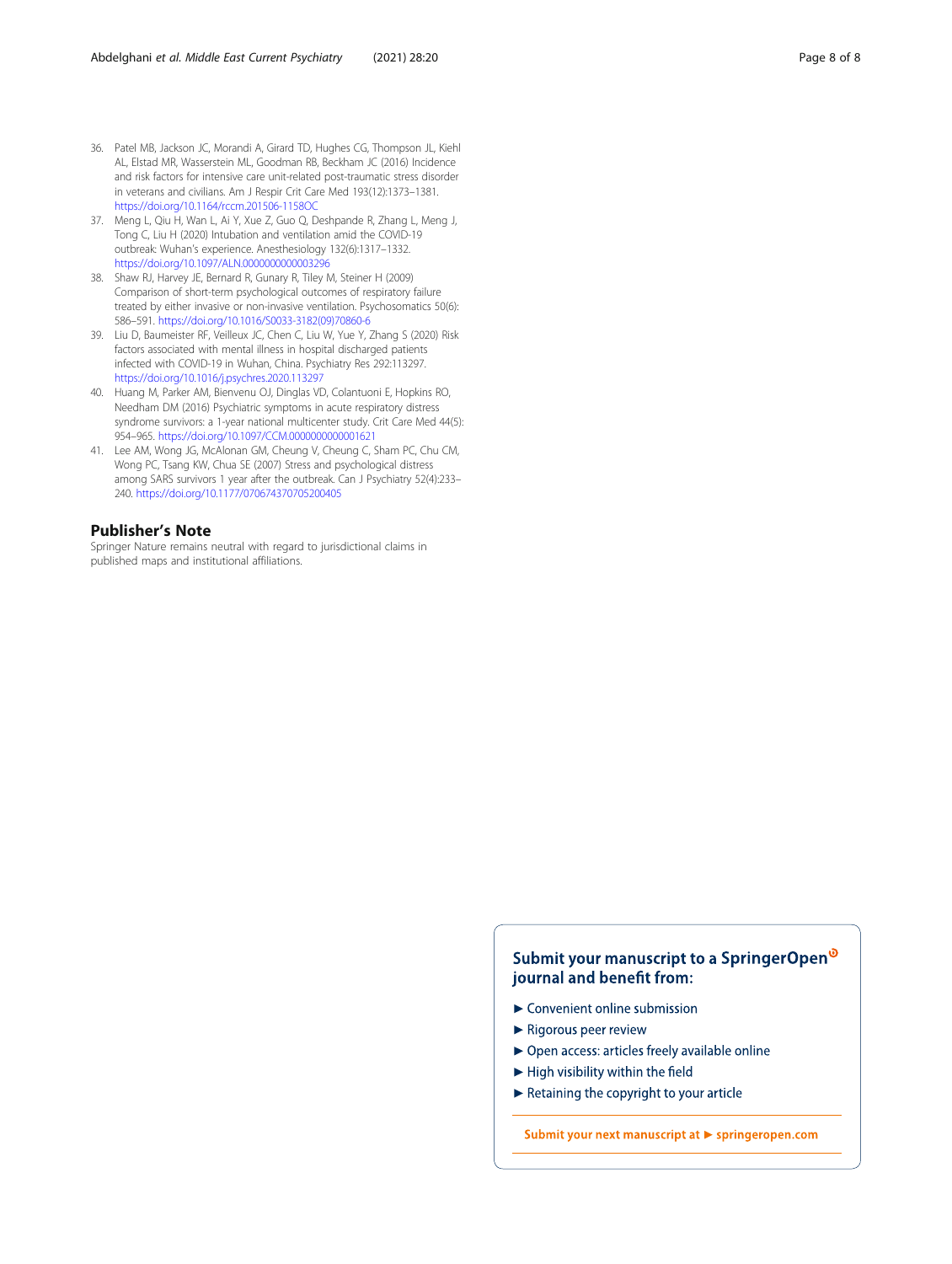36. Patel MB, Jackson JC, Morandi A, Girard TD, Hughes CG, Thompson JL, Kiehl AL, Elstad MR, Wasserstein ML, Goodman RB, Beckham JC (2016) Incidence and risk factors for intensive care unit-related post-traumatic stress disorder in veterans and civilians. Am J Respir Crit Care Med 193(12):1373–1381. https://doi.org/10.1164/rccm.201506-1158OC
37. Meng L, Qiu H, Wan L, Ai Y, Xue Z, Guo Q, Deshpande R, Zhang L, Meng J, Tong C, Liu H (2020) Intubation and ventilation amid the COVID-19 outbreak: Wuhan's experience. Anesthesiology 132(6):1317–1332. https://doi.org/10.1097/ALN.0000000000003296
38. Shaw RJ, Harvey JE, Bernard R, Gunary R, Tiley M, Steiner H (2009) Comparison of short-term psychological outcomes of respiratory failure treated by either invasive or non-invasive ventilation. Psychosomatics 50(6): 586–591. https://doi.org/10.1016/S0033-3182(09)70860-6
39. Liu D, Baumeister RF, Veilleux JC, Chen C, Liu W, Yue Y, Zhang S (2020) Risk factors associated with mental illness in hospital discharged patients infected with COVID-19 in Wuhan, China. Psychiatry Res 292:113297. https://doi.org/10.1016/j.psychres.2020.113297
40. Huang M, Parker AM, Bienvenu OJ, Dinglas VD, Colantuoni E, Hopkins RO, Needham DM (2016) Psychiatric symptoms in acute respiratory distress syndrome survivors: a 1-year national multicenter study. Crit Care Med 44(5): 954–965. https://doi.org/10.1097/CCM.0000000000001621
41. Lee AM, Wong JG, McAlonan GM, Cheung V, Cheung C, Sham PC, Chu CM, Wong PC, Tsang KW, Chua SE (2007) Stress and psychological distress among SARS survivors 1 year after the outbreak. Can J Psychiatry 52(4):233–240. https://doi.org/10.1177/070674370705200405

## Publisher's Note

Springer Nature remains neutral with regard to jurisdictional claims in published maps and institutional affiliations.

**Submit your manuscript to a SpringerOpen journal and benefit from:**

- ► Convenient online submission
- ► Rigorous peer review
- ► Open access: articles freely available online
- ► High visibility within the field
- ► Retaining the copyright to your article

**Submit your next manuscript at ► springeropen.com**